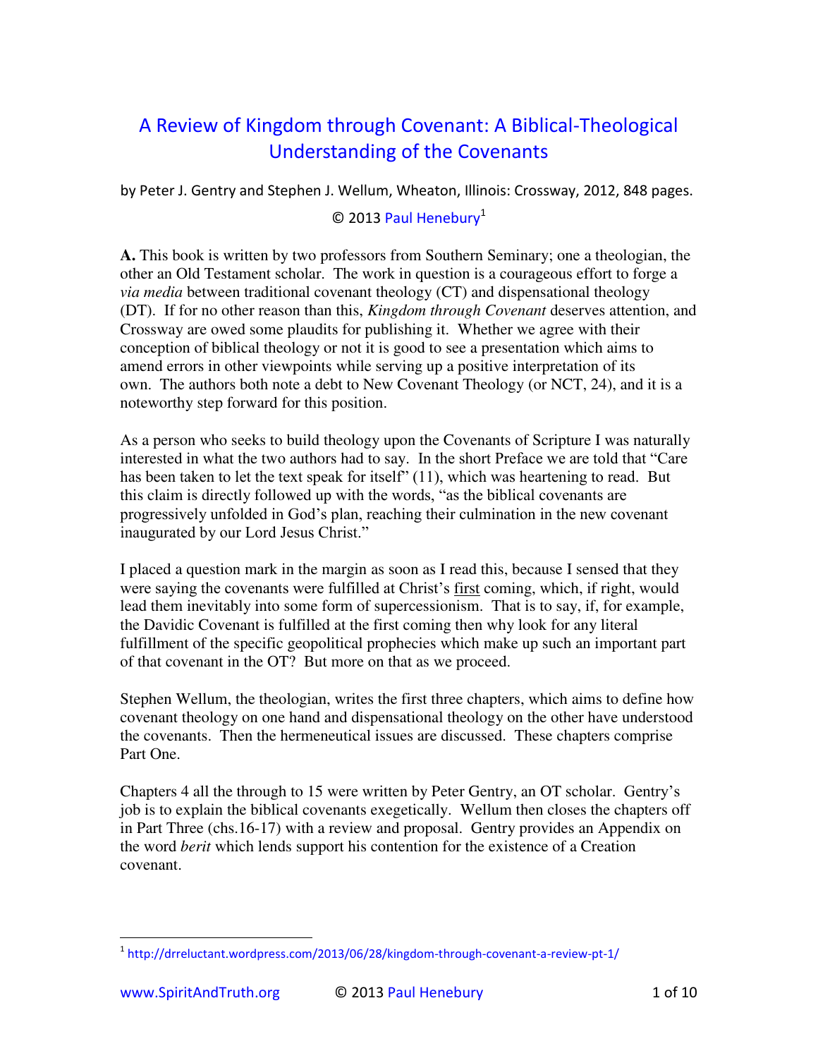# A Review of Kingdom through Covenant: A Biblical-Theological Understanding of the Covenants

by Peter J. Gentry and Stephen J. Wellum, Wheaton, Illinois: Crossway, 2012, 848 pages.

© 2013 Paul Henebury[1]

**A.** This book is written by two professors from Southern Seminary; one a theologian, the other an Old Testament scholar. The work in question is a courageous effort to forge a *via media* between traditional covenant theology (CT) and dispensational theology (DT). If for no other reason than this, *Kingdom through Covenant* deserves attention, and Crossway are owed some plaudits for publishing it. Whether we agree with their conception of biblical theology or not it is good to see a presentation which aims to amend errors in other viewpoints while serving up a positive interpretation of its own. The authors both note a debt to New Covenant Theology (or NCT, 24), and it is a noteworthy step forward for this position.

As a person who seeks to build theology upon the Covenants of Scripture I was naturally interested in what the two authors had to say. In the short Preface we are told that "Care has been taken to let the text speak for itself" (11), which was heartening to read. But this claim is directly followed up with the words, "as the biblical covenants are progressively unfolded in God's plan, reaching their culmination in the new covenant inaugurated by our Lord Jesus Christ."

I placed a question mark in the margin as soon as I read this, because I sensed that they were saying the covenants were fulfilled at Christ's <u>first</u> coming, which, if right, would lead them inevitably into some form of supercessionism. That is to say, if, for example, the Davidic Covenant is fulfilled at the first coming then why look for any literal fulfillment of the specific geopolitical prophecies which make up such an important part of that covenant in the OT? But more on that as we proceed.

Stephen Wellum, the theologian, writes the first three chapters, which aims to define how covenant theology on one hand and dispensational theology on the other have understood the covenants. Then the hermeneutical issues are discussed. These chapters comprise Part One.

Chapters 4 all the through to 15 were written by Peter Gentry, an OT scholar. Gentry's job is to explain the biblical covenants exegetically. Wellum then closes the chapters off in Part Three (chs.16-17) with a review and proposal. Gentry provides an Appendix on the word *berit* which lends support his contention for the existence of a Creation covenant.

---

[1] http://drreluctant.wordpress.com/2013/06/28/kingdom-through-covenant-a-review-pt-1/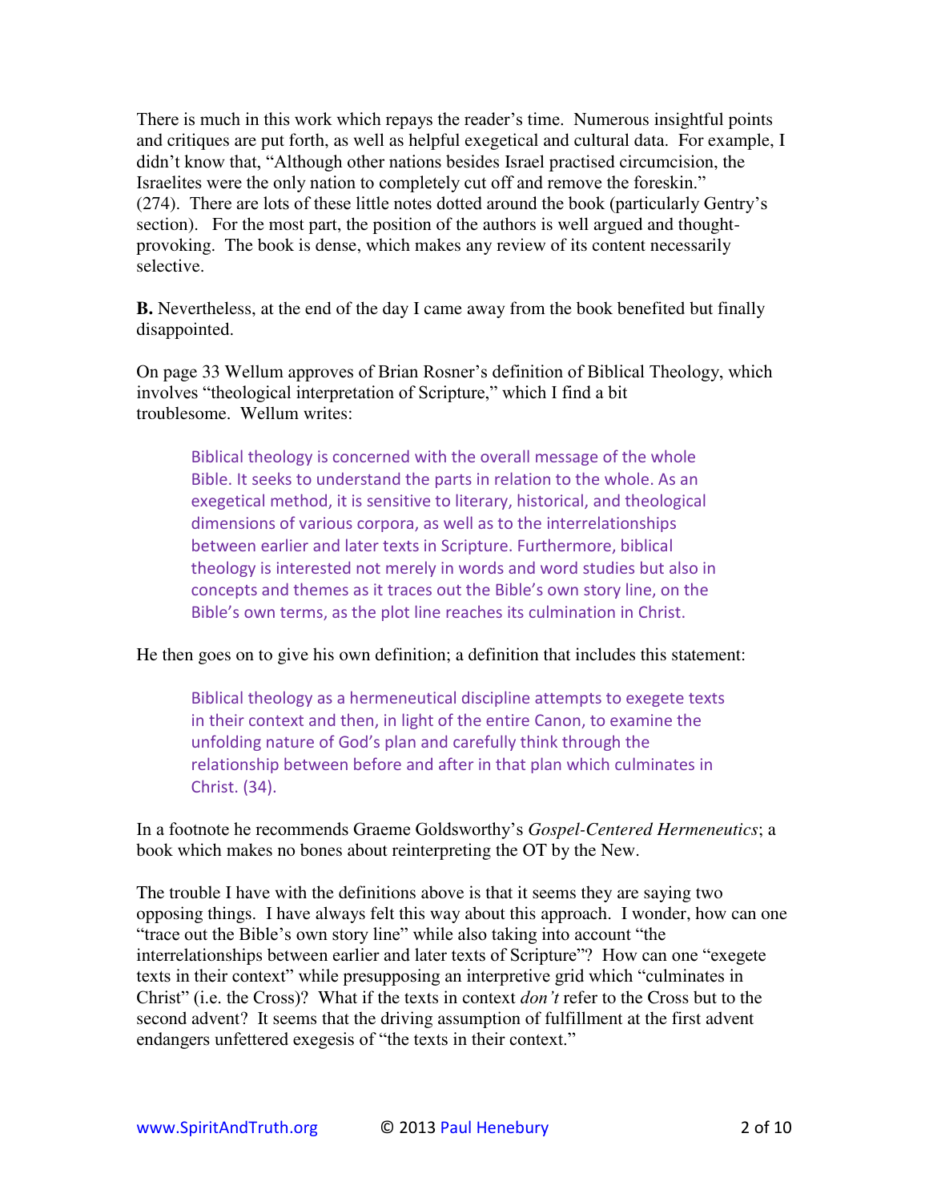There is much in this work which repays the reader's time. Numerous insightful points and critiques are put forth, as well as helpful exegetical and cultural data. For example, I didn't know that, "Although other nations besides Israel practised circumcision, the Israelites were the only nation to completely cut off and remove the foreskin." (274). There are lots of these little notes dotted around the book (particularly Gentry's section). For the most part, the position of the authors is well argued and thought-provoking. The book is dense, which makes any review of its content necessarily selective.

**B.** Nevertheless, at the end of the day I came away from the book benefited but finally disappointed.

On page 33 Wellum approves of Brian Rosner's definition of Biblical Theology, which involves "theological interpretation of Scripture," which I find a bit troublesome. Wellum writes:

> Biblical theology is concerned with the overall message of the whole Bible. It seeks to understand the parts in relation to the whole. As an exegetical method, it is sensitive to literary, historical, and theological dimensions of various corpora, as well as to the interrelationships between earlier and later texts in Scripture. Furthermore, biblical theology is interested not merely in words and word studies but also in concepts and themes as it traces out the Bible's own story line, on the Bible's own terms, as the plot line reaches its culmination in Christ.

He then goes on to give his own definition; a definition that includes this statement:

> Biblical theology as a hermeneutical discipline attempts to exegete texts in their context and then, in light of the entire Canon, to examine the unfolding nature of God's plan and carefully think through the relationship between before and after in that plan which culminates in Christ. (34).

In a footnote he recommends Graeme Goldsworthy's *Gospel-Centered Hermeneutics*; a book which makes no bones about reinterpreting the OT by the New.

The trouble I have with the definitions above is that it seems they are saying two opposing things. I have always felt this way about this approach. I wonder, how can one "trace out the Bible's own story line" while also taking into account "the interrelationships between earlier and later texts of Scripture"? How can one "exegete texts in their context" while presupposing an interpretive grid which "culminates in Christ" (i.e. the Cross)? What if the texts in context *don't* refer to the Cross but to the second advent? It seems that the driving assumption of fulfillment at the first advent endangers unfettered exegesis of "the texts in their context."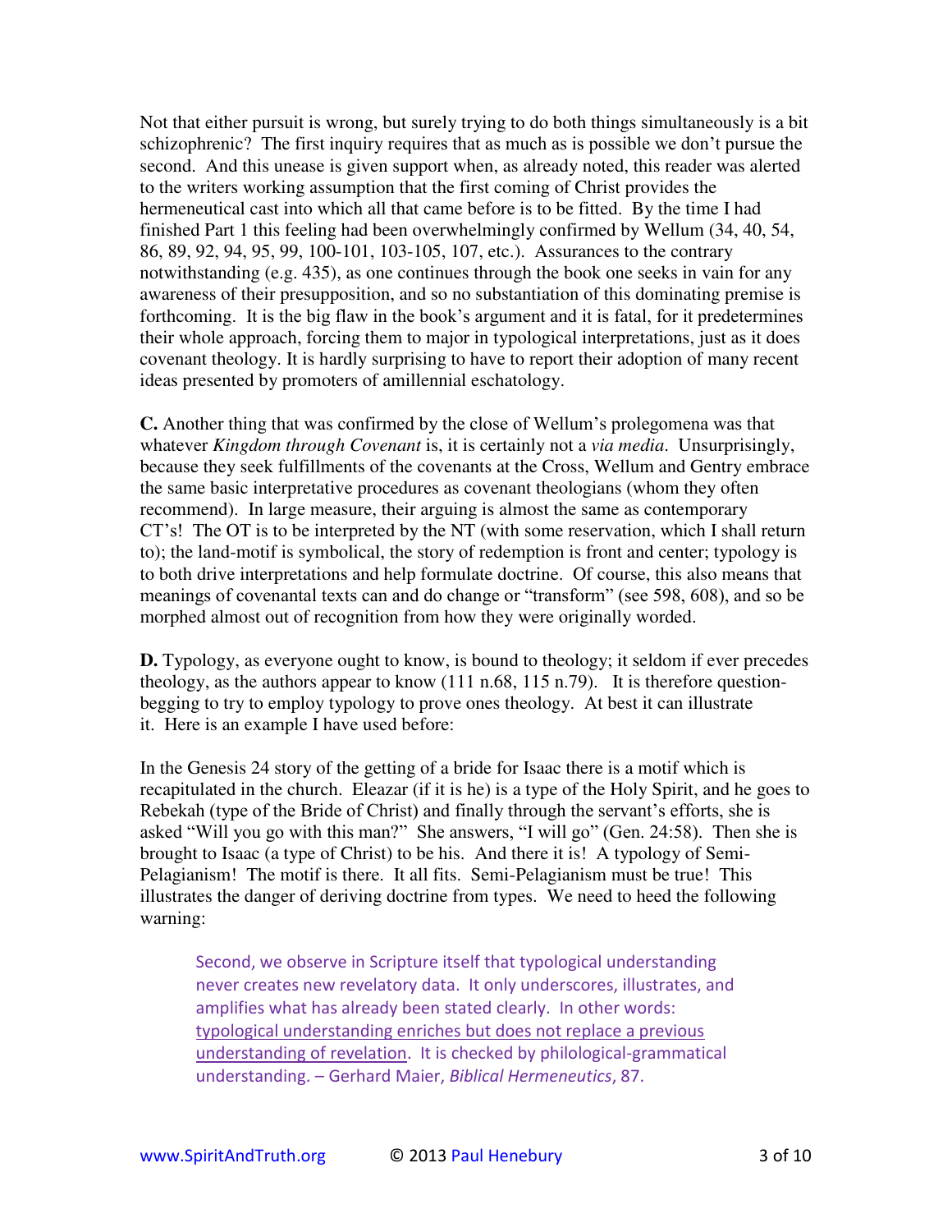Not that either pursuit is wrong, but surely trying to do both things simultaneously is a bit schizophrenic? The first inquiry requires that as much as is possible we don't pursue the second. And this unease is given support when, as already noted, this reader was alerted to the writers working assumption that the first coming of Christ provides the hermeneutical cast into which all that came before is to be fitted. By the time I had finished Part 1 this feeling had been overwhelmingly confirmed by Wellum (34, 40, 54, 86, 89, 92, 94, 95, 99, 100-101, 103-105, 107, etc.). Assurances to the contrary notwithstanding (e.g. 435), as one continues through the book one seeks in vain for any awareness of their presupposition, and so no substantiation of this dominating premise is forthcoming. It is the big flaw in the book's argument and it is fatal, for it predetermines their whole approach, forcing them to major in typological interpretations, just as it does covenant theology. It is hardly surprising to have to report their adoption of many recent ideas presented by promoters of amillennial eschatology.

**C.** Another thing that was confirmed by the close of Wellum's prolegomena was that whatever *Kingdom through Covenant* is, it is certainly not a *via media*. Unsurprisingly, because they seek fulfillments of the covenants at the Cross, Wellum and Gentry embrace the same basic interpretative procedures as covenant theologians (whom they often recommend). In large measure, their arguing is almost the same as contemporary CT's! The OT is to be interpreted by the NT (with some reservation, which I shall return to); the land-motif is symbolical, the story of redemption is front and center; typology is to both drive interpretations and help formulate doctrine. Of course, this also means that meanings of covenantal texts can and do change or "transform" (see 598, 608), and so be morphed almost out of recognition from how they were originally worded.

**D.** Typology, as everyone ought to know, is bound to theology; it seldom if ever precedes theology, as the authors appear to know (111 n.68, 115 n.79). It is therefore question-begging to try to employ typology to prove ones theology. At best it can illustrate it. Here is an example I have used before:

In the Genesis 24 story of the getting of a bride for Isaac there is a motif which is recapitulated in the church. Eleazar (if it is he) is a type of the Holy Spirit, and he goes to Rebekah (type of the Bride of Christ) and finally through the servant's efforts, she is asked "Will you go with this man?" She answers, "I will go" (Gen. 24:58). Then she is brought to Isaac (a type of Christ) to be his. And there it is! A typology of Semi-Pelagianism! The motif is there. It all fits. Semi-Pelagianism must be true! This illustrates the danger of deriving doctrine from types. We need to heed the following warning:

> Second, we observe in Scripture itself that typological understanding never creates new revelatory data. It only underscores, illustrates, and amplifies what has already been stated clearly. In other words: <u>typological understanding enriches but does not replace a previous understanding of revelation</u>. It is checked by philological-grammatical understanding. – Gerhard Maier, *Biblical Hermeneutics*, 87.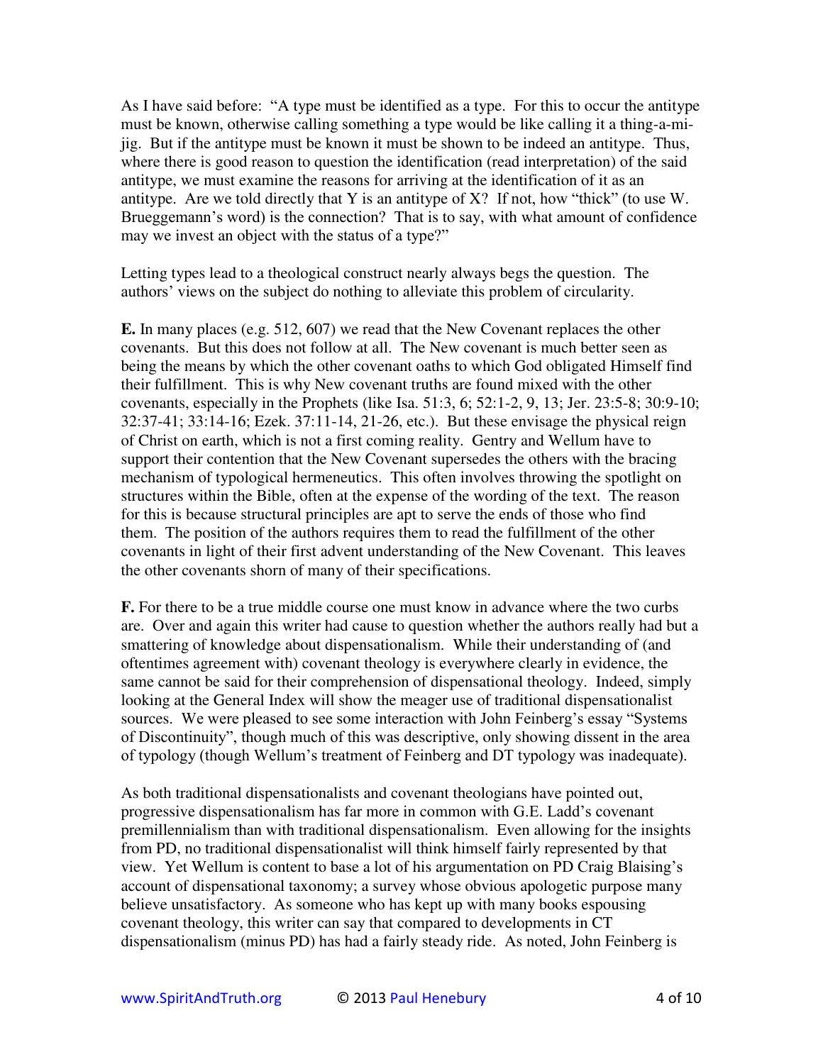As I have said before: "A type must be identified as a type. For this to occur the antitype must be known, otherwise calling something a type would be like calling it a thing-a-mi-jig. But if the antitype must be known it must be shown to be indeed an antitype. Thus, where there is good reason to question the identification (read interpretation) of the said antitype, we must examine the reasons for arriving at the identification of it as an antitype. Are we told directly that Y is an antitype of X? If not, how "thick" (to use W. Brueggemann's word) is the connection? That is to say, with what amount of confidence may we invest an object with the status of a type?"

Letting types lead to a theological construct nearly always begs the question. The authors' views on the subject do nothing to alleviate this problem of circularity.

**E.** In many places (e.g. 512, 607) we read that the New Covenant replaces the other covenants. But this does not follow at all. The New covenant is much better seen as being the means by which the other covenant oaths to which God obligated Himself find their fulfillment. This is why New covenant truths are found mixed with the other covenants, especially in the Prophets (like Isa. 51:3, 6; 52:1-2, 9, 13; Jer. 23:5-8; 30:9-10; 32:37-41; 33:14-16; Ezek. 37:11-14, 21-26, etc.). But these envisage the physical reign of Christ on earth, which is not a first coming reality. Gentry and Wellum have to support their contention that the New Covenant supersedes the others with the bracing mechanism of typological hermeneutics. This often involves throwing the spotlight on structures within the Bible, often at the expense of the wording of the text. The reason for this is because structural principles are apt to serve the ends of those who find them. The position of the authors requires them to read the fulfillment of the other covenants in light of their first advent understanding of the New Covenant. This leaves the other covenants shorn of many of their specifications.

**F.** For there to be a true middle course one must know in advance where the two curbs are. Over and again this writer had cause to question whether the authors really had but a smattering of knowledge about dispensationalism. While their understanding of (and oftentimes agreement with) covenant theology is everywhere clearly in evidence, the same cannot be said for their comprehension of dispensational theology. Indeed, simply looking at the General Index will show the meager use of traditional dispensationalist sources. We were pleased to see some interaction with John Feinberg's essay "Systems of Discontinuity", though much of this was descriptive, only showing dissent in the area of typology (though Wellum's treatment of Feinberg and DT typology was inadequate).

As both traditional dispensationalists and covenant theologians have pointed out, progressive dispensationalism has far more in common with G.E. Ladd's covenant premillennialism than with traditional dispensationalism. Even allowing for the insights from PD, no traditional dispensationalist will think himself fairly represented by that view. Yet Wellum is content to base a lot of his argumentation on PD Craig Blaising's account of dispensational taxonomy; a survey whose obvious apologetic purpose many believe unsatisfactory. As someone who has kept up with many books espousing covenant theology, this writer can say that compared to developments in CT dispensationalism (minus PD) has had a fairly steady ride. As noted, John Feinberg is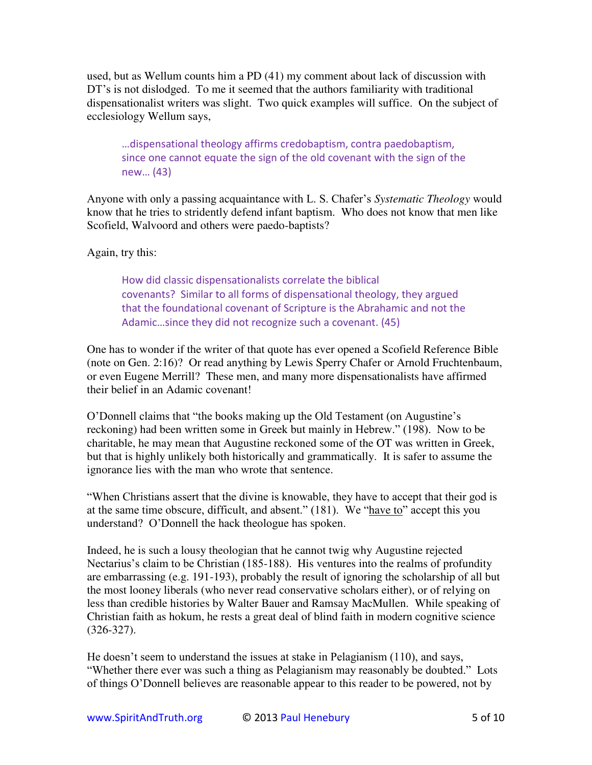used, but as Wellum counts him a PD (41) my comment about lack of discussion with DT's is not dislodged. To me it seemed that the authors familiarity with traditional dispensationalist writers was slight. Two quick examples will suffice. On the subject of ecclesiology Wellum says,

> …dispensational theology affirms credobaptism, contra paedobaptism, since one cannot equate the sign of the old covenant with the sign of the new… (43)

Anyone with only a passing acquaintance with L. S. Chafer's *Systematic Theology* would know that he tries to stridently defend infant baptism. Who does not know that men like Scofield, Walvoord and others were paedo-baptists?

Again, try this:

> How did classic dispensationalists correlate the biblical covenants? Similar to all forms of dispensational theology, they argued that the foundational covenant of Scripture is the Abrahamic and not the Adamic…since they did not recognize such a covenant. (45)

One has to wonder if the writer of that quote has ever opened a Scofield Reference Bible (note on Gen. 2:16)? Or read anything by Lewis Sperry Chafer or Arnold Fruchtenbaum, or even Eugene Merrill? These men, and many more dispensationalists have affirmed their belief in an Adamic covenant!

O'Donnell claims that "the books making up the Old Testament (on Augustine's reckoning) had been written some in Greek but mainly in Hebrew." (198). Now to be charitable, he may mean that Augustine reckoned some of the OT was written in Greek, but that is highly unlikely both historically and grammatically. It is safer to assume the ignorance lies with the man who wrote that sentence.

"When Christians assert that the divine is knowable, they have to accept that their god is at the same time obscure, difficult, and absent." (181). We "have to" accept this you understand? O'Donnell the hack theologue has spoken.

Indeed, he is such a lousy theologian that he cannot twig why Augustine rejected Nectarius's claim to be Christian (185-188). His ventures into the realms of profundity are embarrassing (e.g. 191-193), probably the result of ignoring the scholarship of all but the most looney liberals (who never read conservative scholars either), or of relying on less than credible histories by Walter Bauer and Ramsay MacMullen. While speaking of Christian faith as hokum, he rests a great deal of blind faith in modern cognitive science (326-327).

He doesn't seem to understand the issues at stake in Pelagianism (110), and says, "Whether there ever was such a thing as Pelagianism may reasonably be doubted." Lots of things O'Donnell believes are reasonable appear to this reader to be powered, not by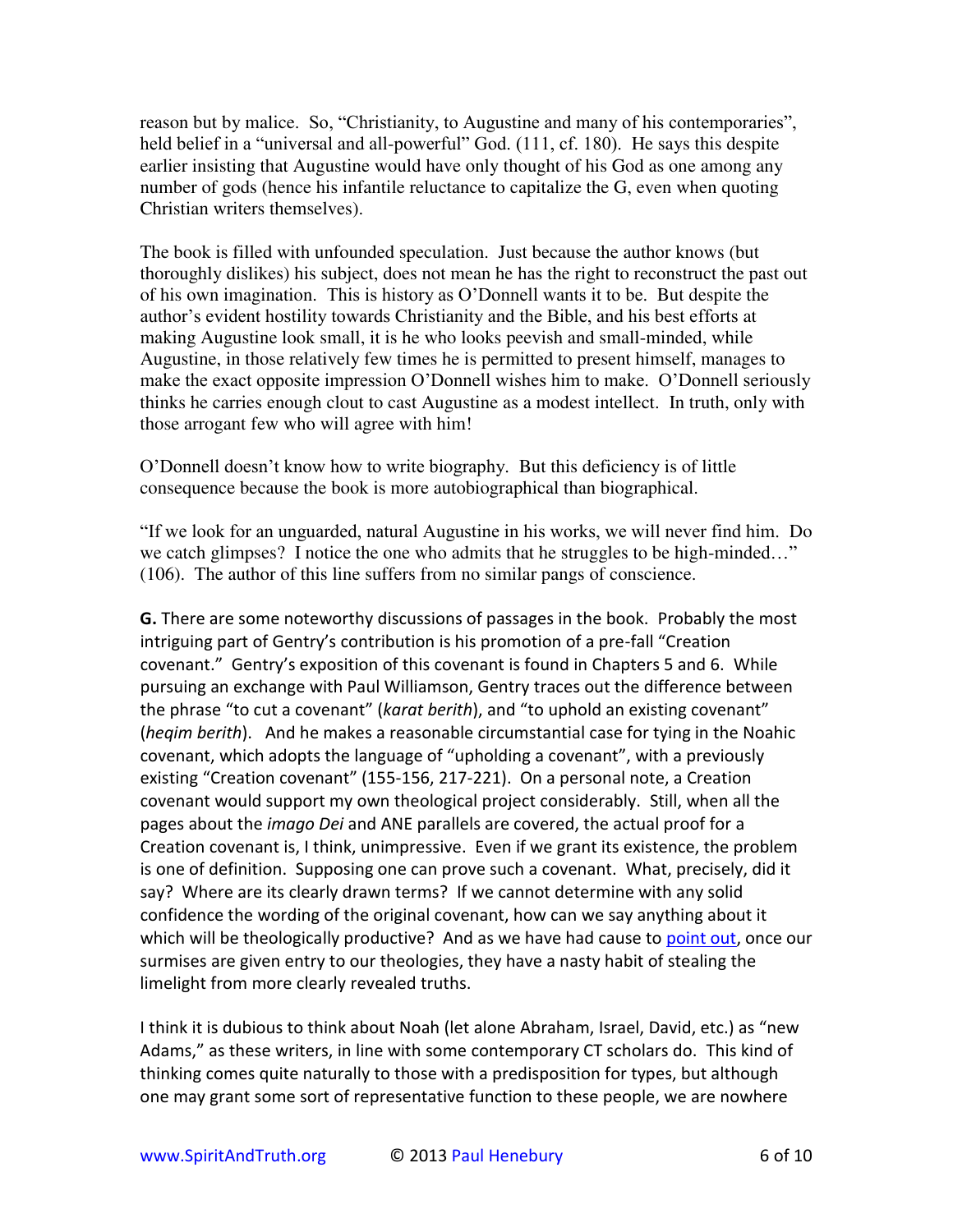reason but by malice. So, "Christianity, to Augustine and many of his contemporaries", held belief in a "universal and all-powerful" God. (111, cf. 180). He says this despite earlier insisting that Augustine would have only thought of his God as one among any number of gods (hence his infantile reluctance to capitalize the G, even when quoting Christian writers themselves).

The book is filled with unfounded speculation. Just because the author knows (but thoroughly dislikes) his subject, does not mean he has the right to reconstruct the past out of his own imagination. This is history as O'Donnell wants it to be. But despite the author's evident hostility towards Christianity and the Bible, and his best efforts at making Augustine look small, it is he who looks peevish and small-minded, while Augustine, in those relatively few times he is permitted to present himself, manages to make the exact opposite impression O'Donnell wishes him to make. O'Donnell seriously thinks he carries enough clout to cast Augustine as a modest intellect. In truth, only with those arrogant few who will agree with him!

O'Donnell doesn't know how to write biography. But this deficiency is of little consequence because the book is more autobiographical than biographical.

"If we look for an unguarded, natural Augustine in his works, we will never find him. Do we catch glimpses? I notice the one who admits that he struggles to be high-minded…" (106). The author of this line suffers from no similar pangs of conscience.

**G.** There are some noteworthy discussions of passages in the book. Probably the most intriguing part of Gentry's contribution is his promotion of a pre-fall "Creation covenant." Gentry's exposition of this covenant is found in Chapters 5 and 6. While pursuing an exchange with Paul Williamson, Gentry traces out the difference between the phrase "to cut a covenant" (*karat berith*), and "to uphold an existing covenant" (*heqim berith*). And he makes a reasonable circumstantial case for tying in the Noahic covenant, which adopts the language of "upholding a covenant", with a previously existing "Creation covenant" (155-156, 217-221). On a personal note, a Creation covenant would support my own theological project considerably. Still, when all the pages about the *imago Dei* and ANE parallels are covered, the actual proof for a Creation covenant is, I think, unimpressive. Even if we grant its existence, the problem is one of definition. Supposing one can prove such a covenant. What, precisely, did it say? Where are its clearly drawn terms? If we cannot determine with any solid confidence the wording of the original covenant, how can we say anything about it which will be theologically productive? And as we have had cause to point out, once our surmises are given entry to our theologies, they have a nasty habit of stealing the limelight from more clearly revealed truths.

I think it is dubious to think about Noah (let alone Abraham, Israel, David, etc.) as "new Adams," as these writers, in line with some contemporary CT scholars do. This kind of thinking comes quite naturally to those with a predisposition for types, but although one may grant some sort of representative function to these people, we are nowhere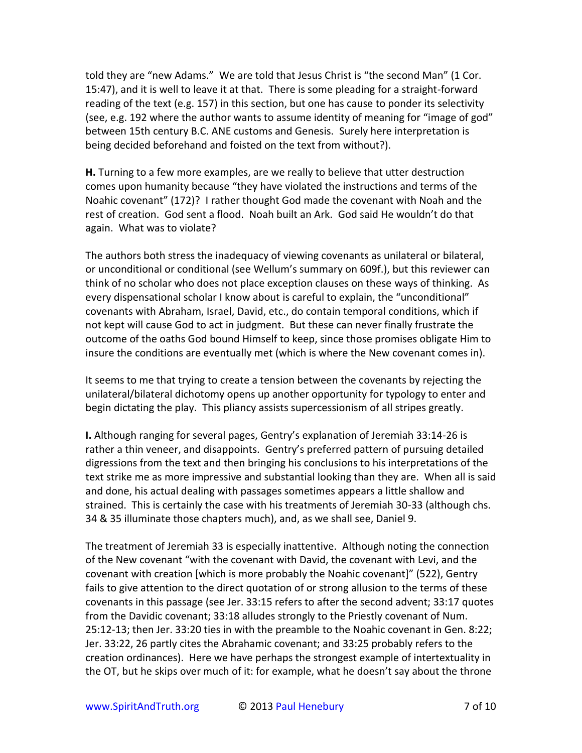told they are "new Adams." We are told that Jesus Christ is "the second Man" (1 Cor. 15:47), and it is well to leave it at that. There is some pleading for a straight-forward reading of the text (e.g. 157) in this section, but one has cause to ponder its selectivity (see, e.g. 192 where the author wants to assume identity of meaning for "image of god" between 15th century B.C. ANE customs and Genesis. Surely here interpretation is being decided beforehand and foisted on the text from without?).

**H.** Turning to a few more examples, are we really to believe that utter destruction comes upon humanity because "they have violated the instructions and terms of the Noahic covenant" (172)? I rather thought God made the covenant with Noah and the rest of creation. God sent a flood. Noah built an Ark. God said He wouldn't do that again. What was to violate?

The authors both stress the inadequacy of viewing covenants as unilateral or bilateral, or unconditional or conditional (see Wellum's summary on 609f.), but this reviewer can think of no scholar who does not place exception clauses on these ways of thinking. As every dispensational scholar I know about is careful to explain, the "unconditional" covenants with Abraham, Israel, David, etc., do contain temporal conditions, which if not kept will cause God to act in judgment. But these can never finally frustrate the outcome of the oaths God bound Himself to keep, since those promises obligate Him to insure the conditions are eventually met (which is where the New covenant comes in).

It seems to me that trying to create a tension between the covenants by rejecting the unilateral/bilateral dichotomy opens up another opportunity for typology to enter and begin dictating the play. This pliancy assists supercessionism of all stripes greatly.

**I.** Although ranging for several pages, Gentry's explanation of Jeremiah 33:14-26 is rather a thin veneer, and disappoints. Gentry's preferred pattern of pursuing detailed digressions from the text and then bringing his conclusions to his interpretations of the text strike me as more impressive and substantial looking than they are. When all is said and done, his actual dealing with passages sometimes appears a little shallow and strained. This is certainly the case with his treatments of Jeremiah 30-33 (although chs. 34 & 35 illuminate those chapters much), and, as we shall see, Daniel 9.

The treatment of Jeremiah 33 is especially inattentive. Although noting the connection of the New covenant "with the covenant with David, the covenant with Levi, and the covenant with creation [which is more probably the Noahic covenant]" (522), Gentry fails to give attention to the direct quotation of or strong allusion to the terms of these covenants in this passage (see Jer. 33:15 refers to after the second advent; 33:17 quotes from the Davidic covenant; 33:18 alludes strongly to the Priestly covenant of Num. 25:12-13; then Jer. 33:20 ties in with the preamble to the Noahic covenant in Gen. 8:22; Jer. 33:22, 26 partly cites the Abrahamic covenant; and 33:25 probably refers to the creation ordinances). Here we have perhaps the strongest example of intertextuality in the OT, but he skips over much of it: for example, what he doesn't say about the throne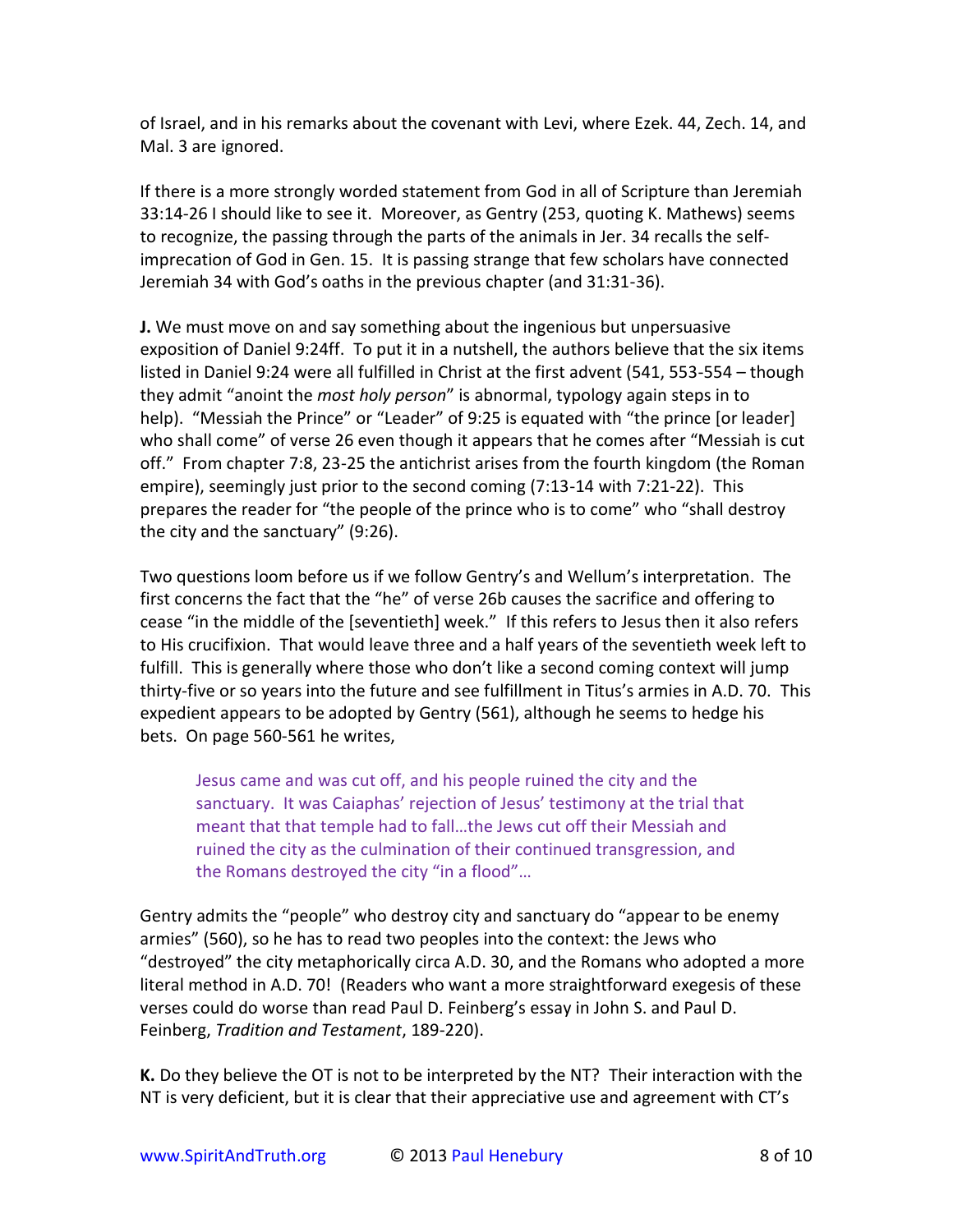of Israel, and in his remarks about the covenant with Levi, where Ezek. 44, Zech. 14, and Mal. 3 are ignored.

If there is a more strongly worded statement from God in all of Scripture than Jeremiah 33:14-26 I should like to see it. Moreover, as Gentry (253, quoting K. Mathews) seems to recognize, the passing through the parts of the animals in Jer. 34 recalls the self-imprecation of God in Gen. 15. It is passing strange that few scholars have connected Jeremiah 34 with God's oaths in the previous chapter (and 31:31-36).

**J.** We must move on and say something about the ingenious but unpersuasive exposition of Daniel 9:24ff. To put it in a nutshell, the authors believe that the six items listed in Daniel 9:24 were all fulfilled in Christ at the first advent (541, 553-554 – though they admit "anoint the *most holy person*" is abnormal, typology again steps in to help). "Messiah the Prince" or "Leader" of 9:25 is equated with "the prince [or leader] who shall come" of verse 26 even though it appears that he comes after "Messiah is cut off." From chapter 7:8, 23-25 the antichrist arises from the fourth kingdom (the Roman empire), seemingly just prior to the second coming (7:13-14 with 7:21-22). This prepares the reader for "the people of the prince who is to come" who "shall destroy the city and the sanctuary" (9:26).

Two questions loom before us if we follow Gentry's and Wellum's interpretation. The first concerns the fact that the "he" of verse 26b causes the sacrifice and offering to cease "in the middle of the [seventieth] week." If this refers to Jesus then it also refers to His crucifixion. That would leave three and a half years of the seventieth week left to fulfill. This is generally where those who don't like a second coming context will jump thirty-five or so years into the future and see fulfillment in Titus's armies in A.D. 70. This expedient appears to be adopted by Gentry (561), although he seems to hedge his bets. On page 560-561 he writes,

> Jesus came and was cut off, and his people ruined the city and the sanctuary. It was Caiaphas' rejection of Jesus' testimony at the trial that meant that that temple had to fall…the Jews cut off their Messiah and ruined the city as the culmination of their continued transgression, and the Romans destroyed the city "in a flood"…

Gentry admits the "people" who destroy city and sanctuary do "appear to be enemy armies" (560), so he has to read two peoples into the context: the Jews who "destroyed" the city metaphorically circa A.D. 30, and the Romans who adopted a more literal method in A.D. 70! (Readers who want a more straightforward exegesis of these verses could do worse than read Paul D. Feinberg's essay in John S. and Paul D. Feinberg, *Tradition and Testament*, 189-220).

**K.** Do they believe the OT is not to be interpreted by the NT? Their interaction with the NT is very deficient, but it is clear that their appreciative use and agreement with CT's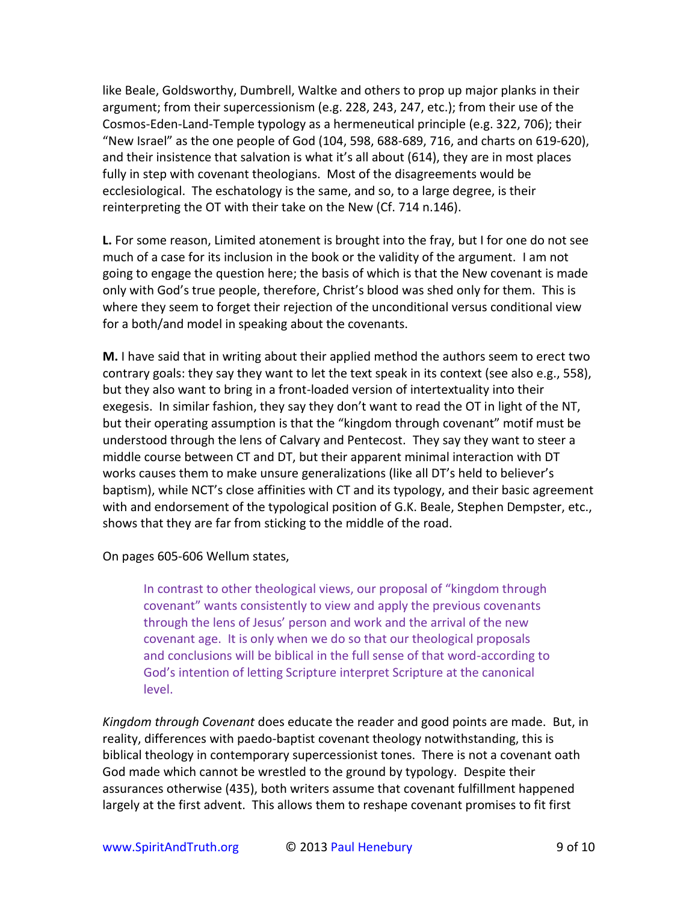like Beale, Goldsworthy, Dumbrell, Waltke and others to prop up major planks in their argument; from their supercessionism (e.g. 228, 243, 247, etc.); from their use of the Cosmos-Eden-Land-Temple typology as a hermeneutical principle (e.g. 322, 706); their "New Israel" as the one people of God (104, 598, 688-689, 716, and charts on 619-620), and their insistence that salvation is what it's all about (614), they are in most places fully in step with covenant theologians. Most of the disagreements would be ecclesiological. The eschatology is the same, and so, to a large degree, is their reinterpreting the OT with their take on the New (Cf. 714 n.146).

**L.** For some reason, Limited atonement is brought into the fray, but I for one do not see much of a case for its inclusion in the book or the validity of the argument. I am not going to engage the question here; the basis of which is that the New covenant is made only with God's true people, therefore, Christ's blood was shed only for them. This is where they seem to forget their rejection of the unconditional versus conditional view for a both/and model in speaking about the covenants.

**M.** I have said that in writing about their applied method the authors seem to erect two contrary goals: they say they want to let the text speak in its context (see also e.g., 558), but they also want to bring in a front-loaded version of intertextuality into their exegesis. In similar fashion, they say they don't want to read the OT in light of the NT, but their operating assumption is that the "kingdom through covenant" motif must be understood through the lens of Calvary and Pentecost. They say they want to steer a middle course between CT and DT, but their apparent minimal interaction with DT works causes them to make unsure generalizations (like all DT's held to believer's baptism), while NCT's close affinities with CT and its typology, and their basic agreement with and endorsement of the typological position of G.K. Beale, Stephen Dempster, etc., shows that they are far from sticking to the middle of the road.

On pages 605-606 Wellum states,

> In contrast to other theological views, our proposal of "kingdom through covenant" wants consistently to view and apply the previous covenants through the lens of Jesus' person and work and the arrival of the new covenant age. It is only when we do so that our theological proposals and conclusions will be biblical in the full sense of that word-according to God's intention of letting Scripture interpret Scripture at the canonical level.

*Kingdom through Covenant* does educate the reader and good points are made. But, in reality, differences with paedo-baptist covenant theology notwithstanding, this is biblical theology in contemporary supercessionist tones. There is not a covenant oath God made which cannot be wrestled to the ground by typology. Despite their assurances otherwise (435), both writers assume that covenant fulfillment happened largely at the first advent. This allows them to reshape covenant promises to fit first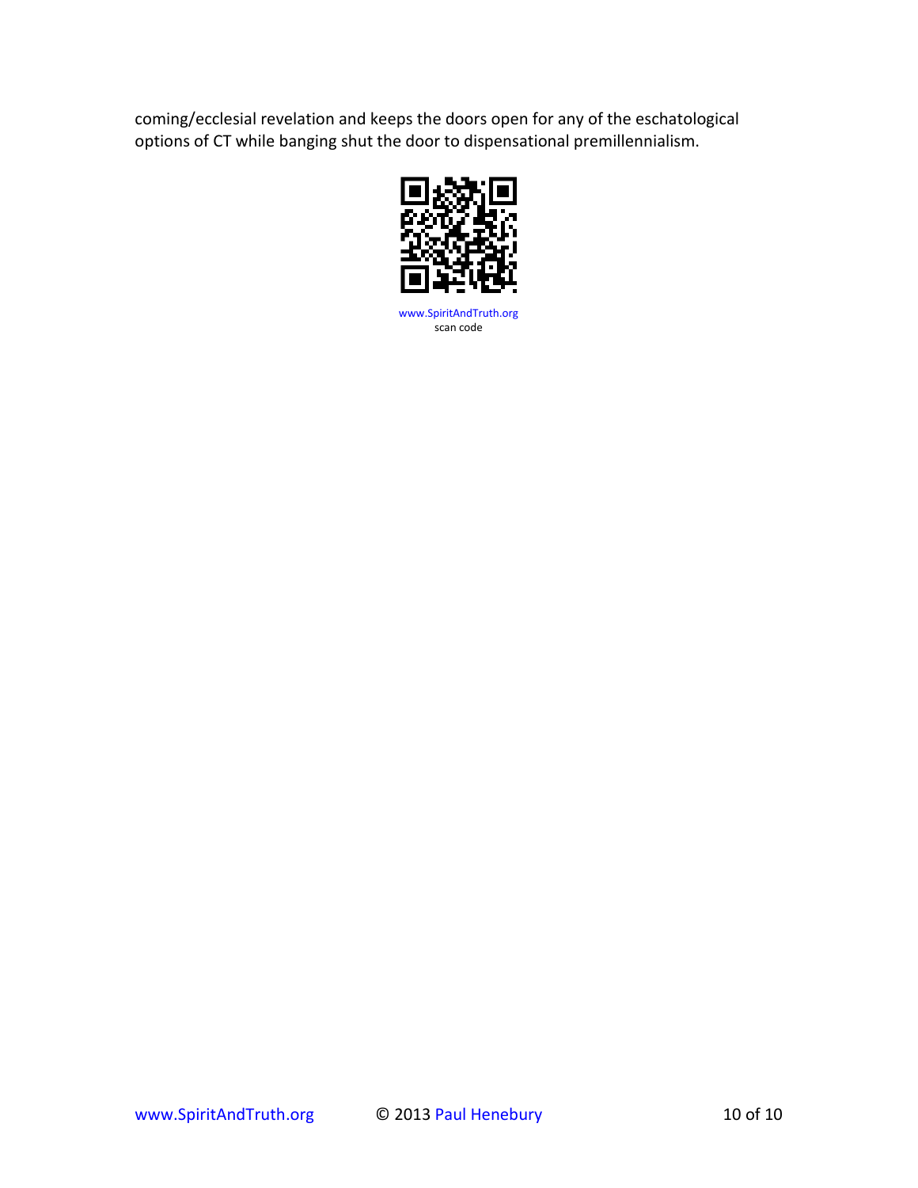coming/ecclesial revelation and keeps the doors open for any of the eschatological options of CT while banging shut the door to dispensational premillennialism.

www.SpiritAndTruth.org
scan code